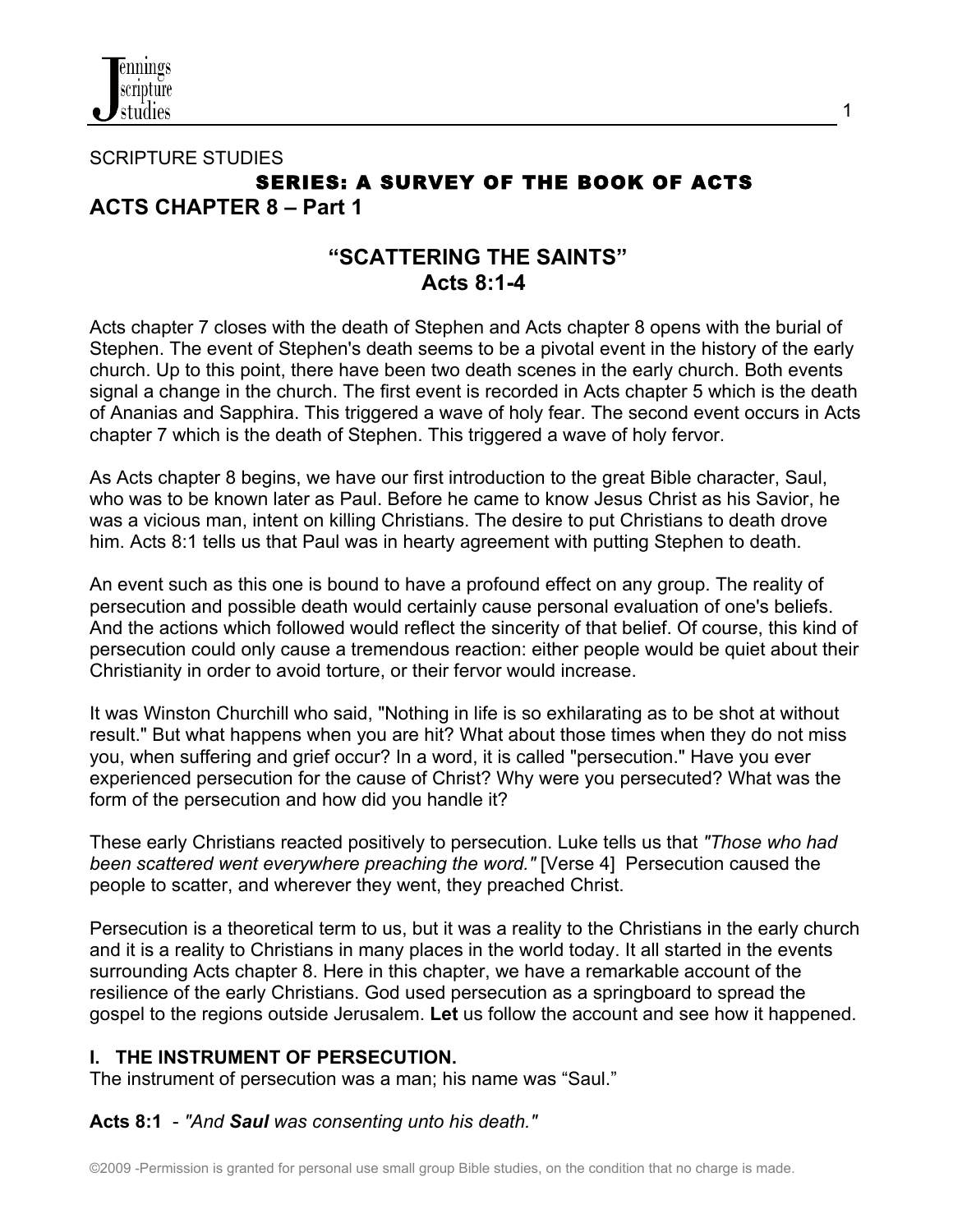SCRIPTURE STUDIES

## SERIES: A SURVEY OF THE BOOK OF ACTS

## ACTS CHAPTER 8 – Part 1

# "SCATTERING THE SAINTS"
## Acts 8:1-4

Acts chapter 7 closes with the death of Stephen and Acts chapter 8 opens with the burial of Stephen. The event of Stephen's death seems to be a pivotal event in the history of the early church. Up to this point, there have been two death scenes in the early church. Both events signal a change in the church. The first event is recorded in Acts chapter 5 which is the death of Ananias and Sapphira. This triggered a wave of holy fear. The second event occurs in Acts chapter 7 which is the death of Stephen. This triggered a wave of holy fervor.

As Acts chapter 8 begins, we have our first introduction to the great Bible character, Saul, who was to be known later as Paul. Before he came to know Jesus Christ as his Savior, he was a vicious man, intent on killing Christians. The desire to put Christians to death drove him. Acts 8:1 tells us that Paul was in hearty agreement with putting Stephen to death.

An event such as this one is bound to have a profound effect on any group. The reality of persecution and possible death would certainly cause personal evaluation of one's beliefs. And the actions which followed would reflect the sincerity of that belief. Of course, this kind of persecution could only cause a tremendous reaction: either people would be quiet about their Christianity in order to avoid torture, or their fervor would increase.

It was Winston Churchill who said, "Nothing in life is so exhilarating as to be shot at without result." But what happens when you are hit? What about those times when they do not miss you, when suffering and grief occur? In a word, it is called "persecution." Have you ever experienced persecution for the cause of Christ? Why were you persecuted? What was the form of the persecution and how did you handle it?

These early Christians reacted positively to persecution. Luke tells us that *"Those who had been scattered went everywhere preaching the word."* [Verse 4] Persecution caused the people to scatter, and wherever they went, they preached Christ.

Persecution is a theoretical term to us, but it was a reality to the Christians in the early church and it is a reality to Christians in many places in the world today. It all started in the events surrounding Acts chapter 8. Here in this chapter, we have a remarkable account of the resilience of the early Christians. God used persecution as a springboard to spread the gospel to the regions outside Jerusalem. **Let** us follow the account and see how it happened.

### I. THE INSTRUMENT OF PERSECUTION.

The instrument of persecution was a man; his name was "Saul."

**Acts 8:1** - *"And **Saul** was consenting unto his death."*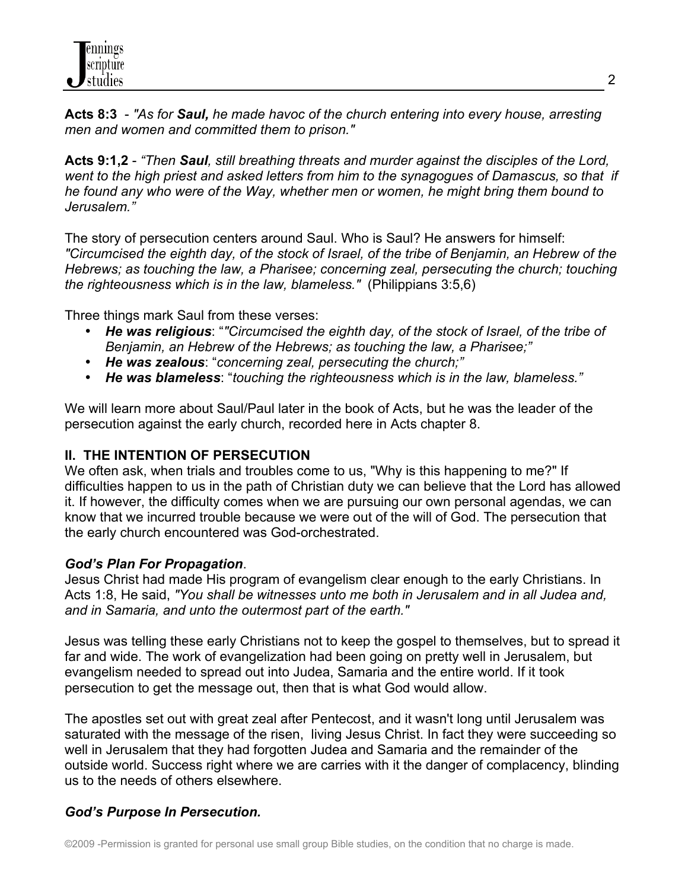**Acts 8:3** - *"As for **Saul,** he made havoc of the church entering into every house, arresting men and women and committed them to prison."*

**Acts 9:1,2** - *"Then **Saul**, still breathing threats and murder against the disciples of the Lord, went to the high priest and asked letters from him to the synagogues of Damascus, so that if he found any who were of the Way, whether men or women, he might bring them bound to Jerusalem."*

The story of persecution centers around Saul. Who is Saul? He answers for himself: *"Circumcised the eighth day, of the stock of Israel, of the tribe of Benjamin, an Hebrew of the Hebrews; as touching the law, a Pharisee; concerning zeal, persecuting the church; touching the righteousness which is in the law, blameless."* (Philippians 3:5,6)

Three things mark Saul from these verses:

- ***He was religious***: "*"Circumcised the eighth day, of the stock of Israel, of the tribe of Benjamin, an Hebrew of the Hebrews; as touching the law, a Pharisee;"*
- ***He was zealous***: "*concerning zeal, persecuting the church;"*
- ***He was blameless***: "*touching the righteousness which is in the law, blameless."*

We will learn more about Saul/Paul later in the book of Acts, but he was the leader of the persecution against the early church, recorded here in Acts chapter 8.

## II. THE INTENTION OF PERSECUTION

We often ask, when trials and troubles come to us, "Why is this happening to me?" If difficulties happen to us in the path of Christian duty we can believe that the Lord has allowed it. If however, the difficulty comes when we are pursuing our own personal agendas, we can know that we incurred trouble because we were out of the will of God. The persecution that the early church encountered was God-orchestrated.

### *God's Plan For Propagation*.

Jesus Christ had made His program of evangelism clear enough to the early Christians. In Acts 1:8, He said, *"You shall be witnesses unto me both in Jerusalem and in all Judea and, and in Samaria, and unto the outermost part of the earth."*

Jesus was telling these early Christians not to keep the gospel to themselves, but to spread it far and wide. The work of evangelization had been going on pretty well in Jerusalem, but evangelism needed to spread out into Judea, Samaria and the entire world. If it took persecution to get the message out, then that is what God would allow.

The apostles set out with great zeal after Pentecost, and it wasn't long until Jerusalem was saturated with the message of the risen, living Jesus Christ. In fact they were succeeding so well in Jerusalem that they had forgotten Judea and Samaria and the remainder of the outside world. Success right where we are carries with it the danger of complacency, blinding us to the needs of others elsewhere.

### *God's Purpose In Persecution.*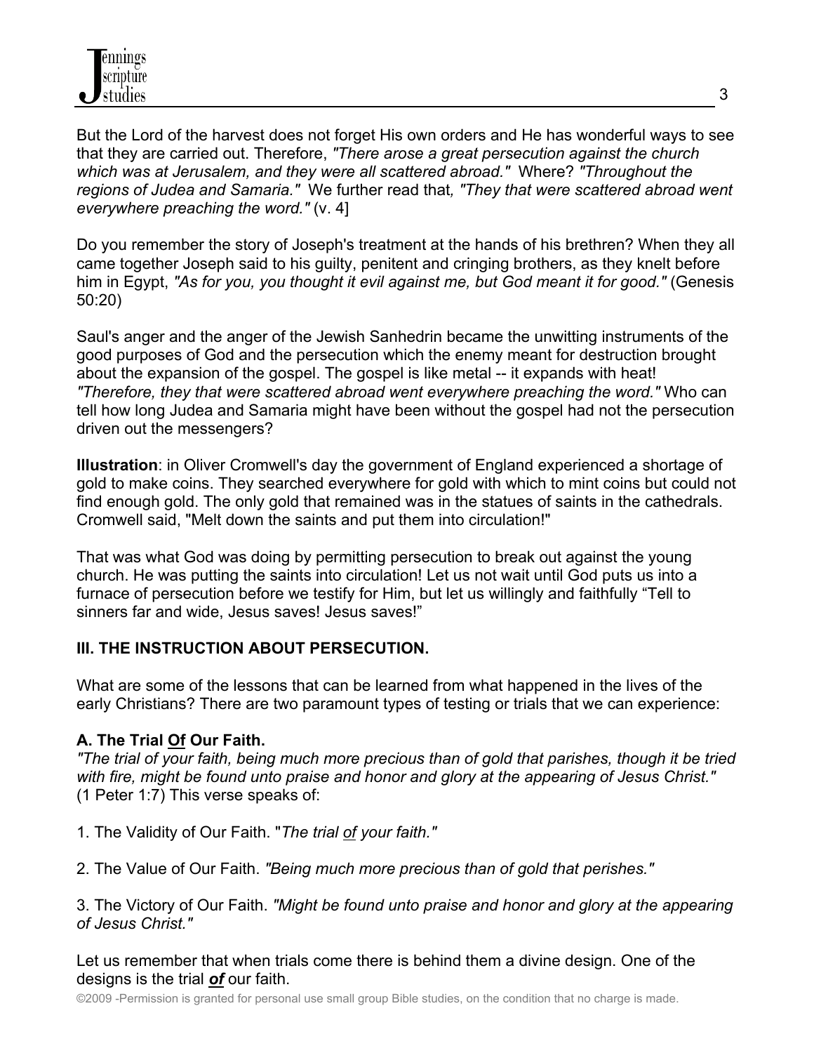But the Lord of the harvest does not forget His own orders and He has wonderful ways to see that they are carried out. Therefore, *"There arose a great persecution against the church which was at Jerusalem, and they were all scattered abroad."* Where? *"Throughout the regions of Judea and Samaria."* We further read that*, "They that were scattered abroad went everywhere preaching the word."* (v. 4]

Do you remember the story of Joseph's treatment at the hands of his brethren? When they all came together Joseph said to his guilty, penitent and cringing brothers, as they knelt before him in Egypt, *"As for you, you thought it evil against me, but God meant it for good."* (Genesis 50:20)

Saul's anger and the anger of the Jewish Sanhedrin became the unwitting instruments of the good purposes of God and the persecution which the enemy meant for destruction brought about the expansion of the gospel. The gospel is like metal -- it expands with heat! *"Therefore, they that were scattered abroad went everywhere preaching the word."* Who can tell how long Judea and Samaria might have been without the gospel had not the persecution driven out the messengers?

**Illustration**: in Oliver Cromwell's day the government of England experienced a shortage of gold to make coins. They searched everywhere for gold with which to mint coins but could not find enough gold. The only gold that remained was in the statues of saints in the cathedrals. Cromwell said, "Melt down the saints and put them into circulation!"

That was what God was doing by permitting persecution to break out against the young church. He was putting the saints into circulation! Let us not wait until God puts us into a furnace of persecution before we testify for Him, but let us willingly and faithfully "Tell to sinners far and wide, Jesus saves! Jesus saves!"

**III. THE INSTRUCTION ABOUT PERSECUTION.**

What are some of the lessons that can be learned from what happened in the lives of the early Christians? There are two paramount types of testing or trials that we can experience:

**A. The Trial <u>Of</u> Our Faith.**
*"The trial of your faith, being much more precious than of gold that parishes, though it be tried with fire, might be found unto praise and honor and glory at the appearing of Jesus Christ."* (1 Peter 1:7) This verse speaks of:

1. The Validity of Our Faith. "*The trial <u>of</u> your faith."*

2. The Value of Our Faith. *"Being much more precious than of gold that perishes."*

3. The Victory of Our Faith. *"Might be found unto praise and honor and glory at the appearing of Jesus Christ."*

Let us remember that when trials come there is behind them a divine design. One of the designs is the trial ***<u>of</u>*** our faith.

©2009 -Permission is granted for personal use small group Bible studies, on the condition that no charge is made.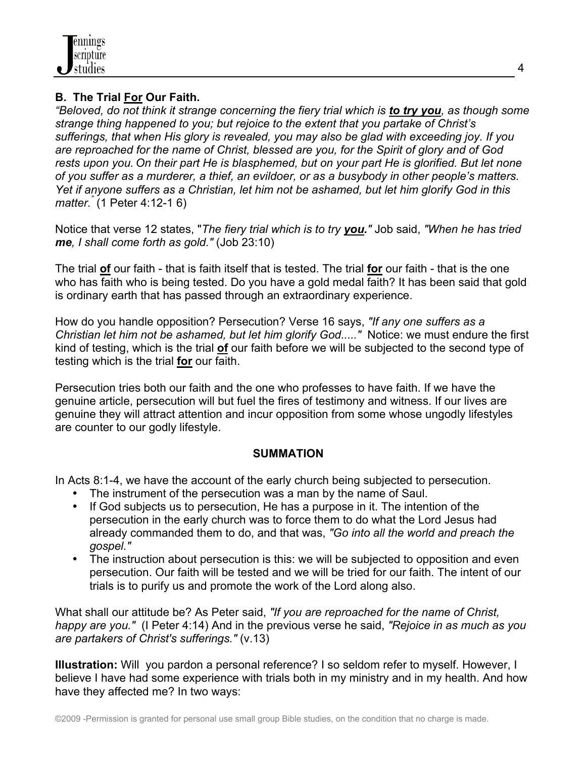### B. The Trial **<u>For</u>** Our Faith.

*"Beloved, do not think it strange concerning the fiery trial which is **<u>to try you</u>**, as though some strange thing happened to you; but rejoice to the extent that you partake of Christ's sufferings, that when His glory is revealed, you may also be glad with exceeding joy. If you are reproached for the name of Christ, blessed are you, for the Spirit of glory and of God rests upon you. On their part He is blasphemed, but on your part He is glorified. But let none of you suffer as a murderer, a thief, an evildoer, or as a busybody in other people's matters. Yet if anyone suffers as a Christian, let him not be ashamed, but let him glorify God in this matter."* (1 Peter 4:12-1 6)

Notice that verse 12 states, "*The fiery trial which is to try **<u>you</u>**."* Job said, *"When he has tried **me**, I shall come forth as gold."* (Job 23:10)

The trial **<u>of</u>** our faith - that is faith itself that is tested. The trial **<u>for</u>** our faith - that is the one who has faith who is being tested. Do you have a gold medal faith? It has been said that gold is ordinary earth that has passed through an extraordinary experience.

How do you handle opposition? Persecution? Verse 16 says, *"If any one suffers as a Christian let him not be ashamed, but let him glorify God....."* Notice: we must endure the first kind of testing, which is the trial **<u>of</u>** our faith before we will be subjected to the second type of testing which is the trial **<u>for</u>** our faith.

Persecution tries both our faith and the one who professes to have faith. If we have the genuine article, persecution will but fuel the fires of testimony and witness. If our lives are genuine they will attract attention and incur opposition from some whose ungodly lifestyles are counter to our godly lifestyle.

## SUMMATION

In Acts 8:1-4, we have the account of the early church being subjected to persecution.

- The instrument of the persecution was a man by the name of Saul.
- If God subjects us to persecution, He has a purpose in it. The intention of the persecution in the early church was to force them to do what the Lord Jesus had already commanded them to do, and that was, *"Go into all the world and preach the gospel."*
- The instruction about persecution is this: we will be subjected to opposition and even persecution. Our faith will be tested and we will be tried for our faith. The intent of our trials is to purify us and promote the work of the Lord along also.

What shall our attitude be? As Peter said, *"If you are reproached for the name of Christ, happy are you."* (I Peter 4:14) And in the previous verse he said, *"Rejoice in as much as you are partakers of Christ's sufferings."* (v.13)

**Illustration:** Will you pardon a personal reference? I so seldom refer to myself. However, I believe I have had some experience with trials both in my ministry and in my health. And how have they affected me? In two ways: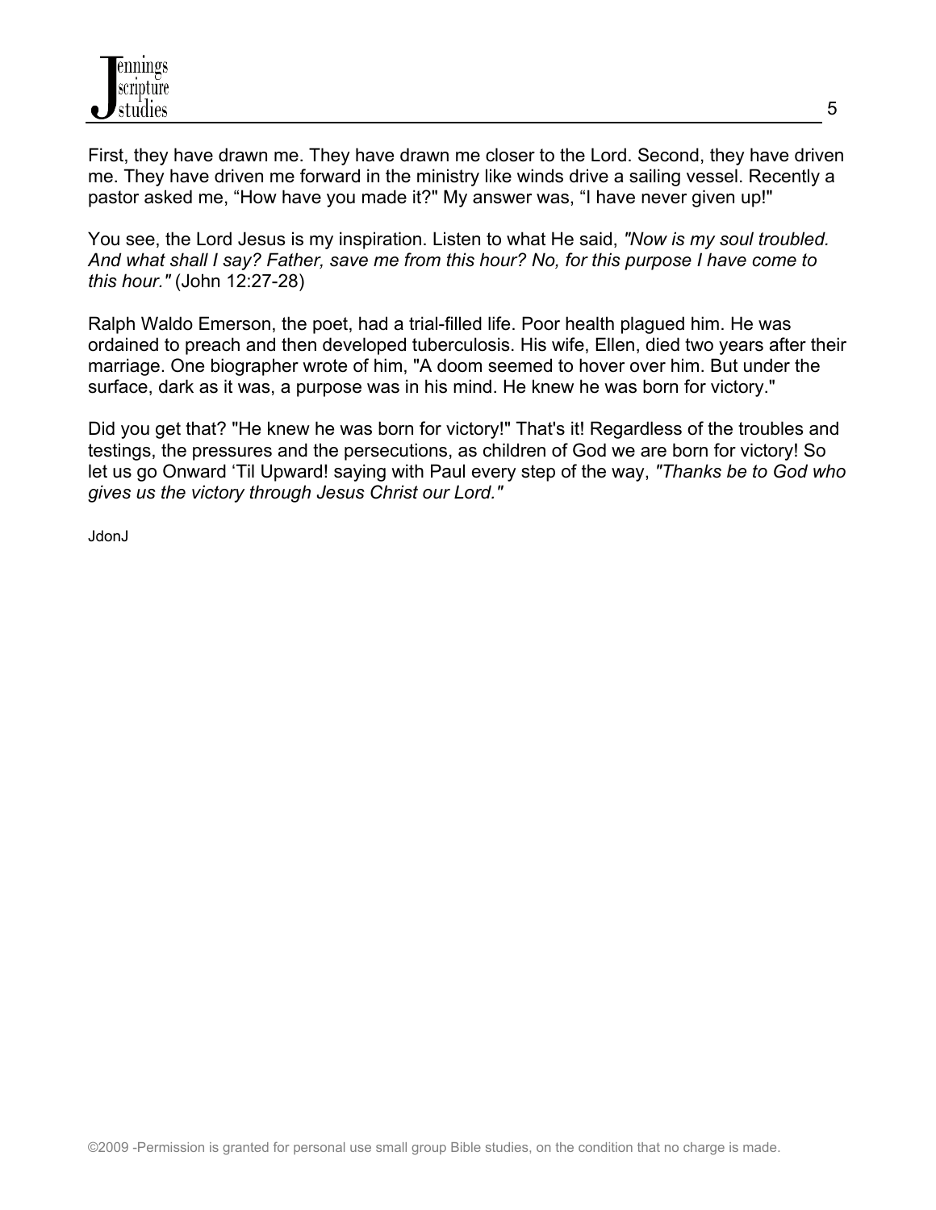First, they have drawn me. They have drawn me closer to the Lord. Second, they have driven me. They have driven me forward in the ministry like winds drive a sailing vessel. Recently a pastor asked me, “How have you made it?" My answer was, “I have never given up!"

You see, the Lord Jesus is my inspiration. Listen to what He said, *"Now is my soul troubled. And what shall I say? Father, save me from this hour? No, for this purpose I have come to this hour."* (John 12:27-28)

Ralph Waldo Emerson, the poet, had a trial-filled life. Poor health plagued him. He was ordained to preach and then developed tuberculosis. His wife, Ellen, died two years after their marriage. One biographer wrote of him, "A doom seemed to hover over him. But under the surface, dark as it was, a purpose was in his mind. He knew he was born for victory."

Did you get that? "He knew he was born for victory!" That's it! Regardless of the troubles and testings, the pressures and the persecutions, as children of God we are born for victory! So let us go Onward ‘Til Upward! saying with Paul every step of the way, *"Thanks be to God who gives us the victory through Jesus Christ our Lord."*

JdonJ

©2009 -Permission is granted for personal use small group Bible studies, on the condition that no charge is made.